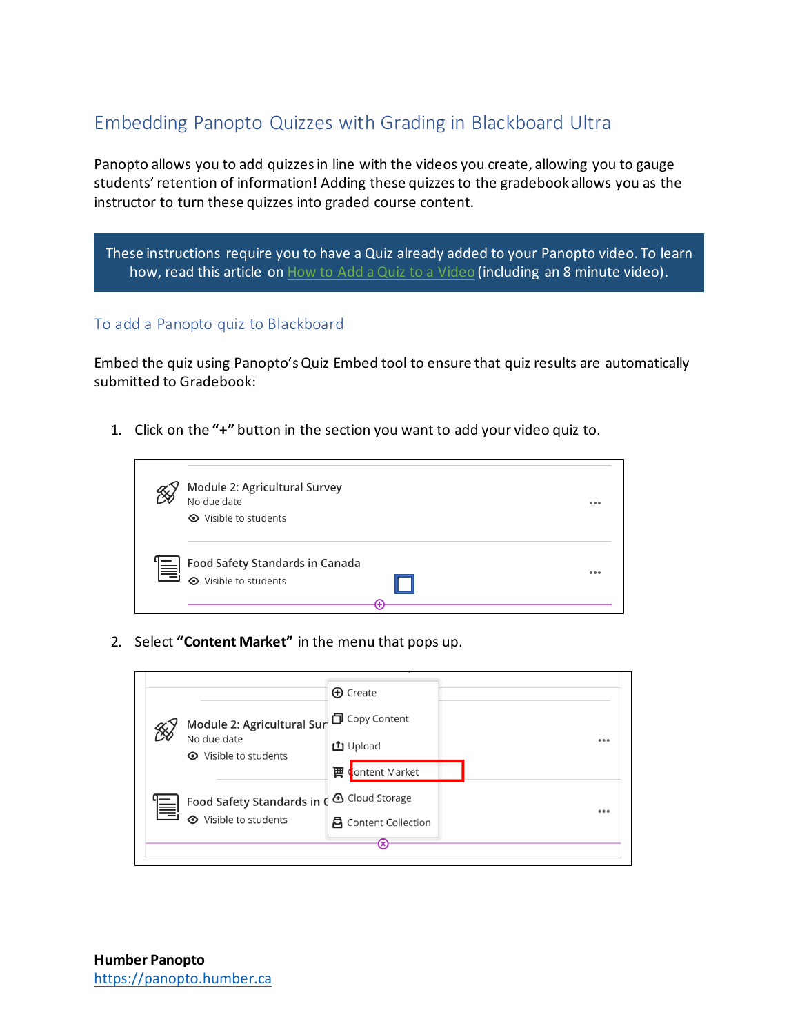# Embedding Panopto Quizzes with Grading in Blackboard Ultra

Panopto allows you to add quizzes in line with the videos you create, allowing you to gauge students' retention of information! Adding these quizzes to the gradebook allows you as the instructor to turn these quizzes into graded course content.

> These instructions require you to have a Quiz already added to your Panopto video. To learn how, read this article on How to Add a Quiz to a Video (including an 8 minute video).

## To add a Panopto quiz to Blackboard

Embed the quiz using Panopto's Quiz Embed tool to ensure that quiz results are automatically submitted to Gradebook:

1. Click on the **"+"** button in the section you want to add your video quiz to.

2. Select **"Content Market"** in the menu that pops up.

**Humber Panopto**
https://panopto.humber.ca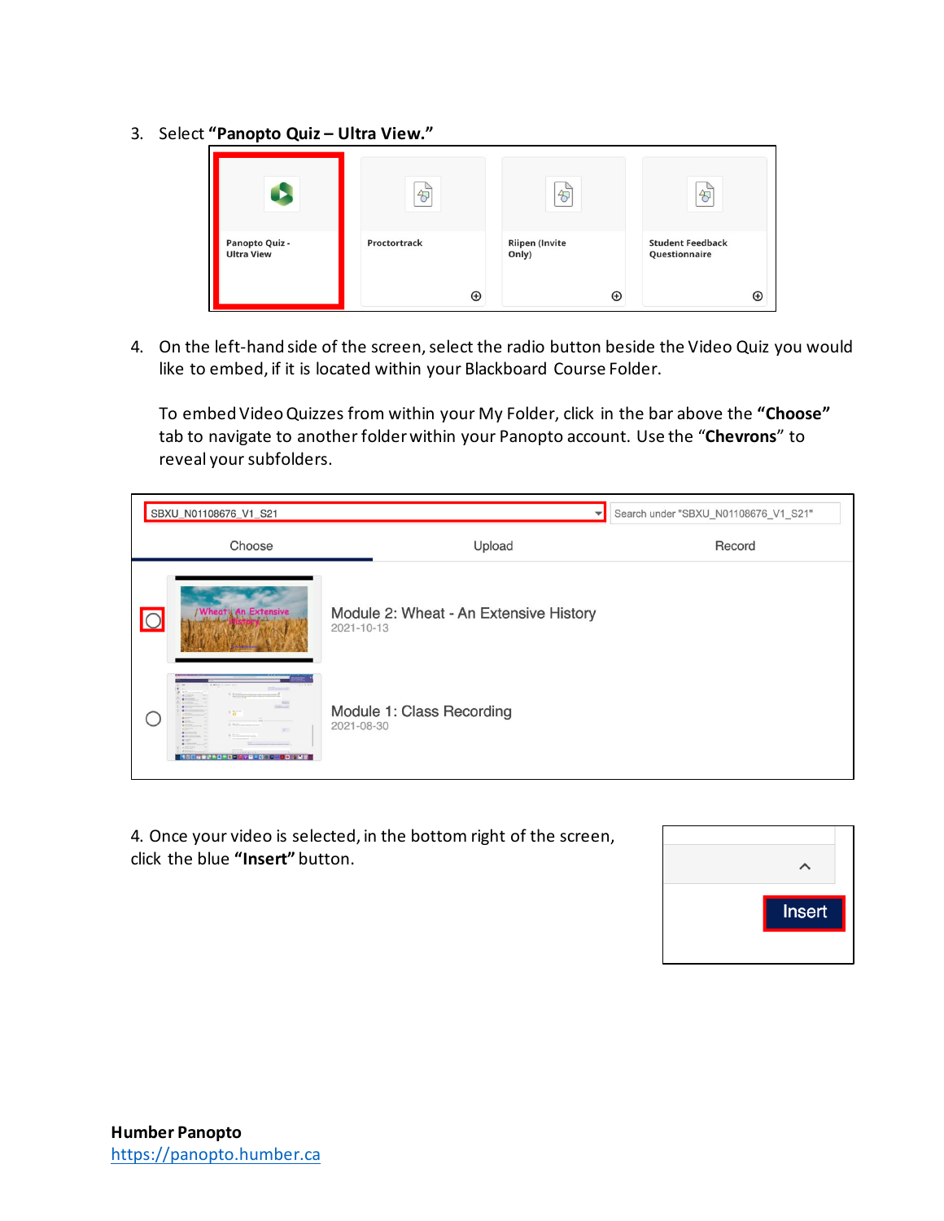3. Select **"Panopto Quiz – Ultra View."**

4. On the left-hand side of the screen, select the radio button beside the Video Quiz you would like to embed, if it is located within your Blackboard Course Folder.

   To embed Video Quizzes from within your My Folder, click in the bar above the **"Choose"** tab to navigate to another folder within your Panopto account. Use the "**Chevrons**" to reveal your subfolders.

4. Once your video is selected, in the bottom right of the screen, click the blue **"Insert"** button.

**Humber Panopto**
[https://panopto.humber.ca](https://panopto.humber.ca)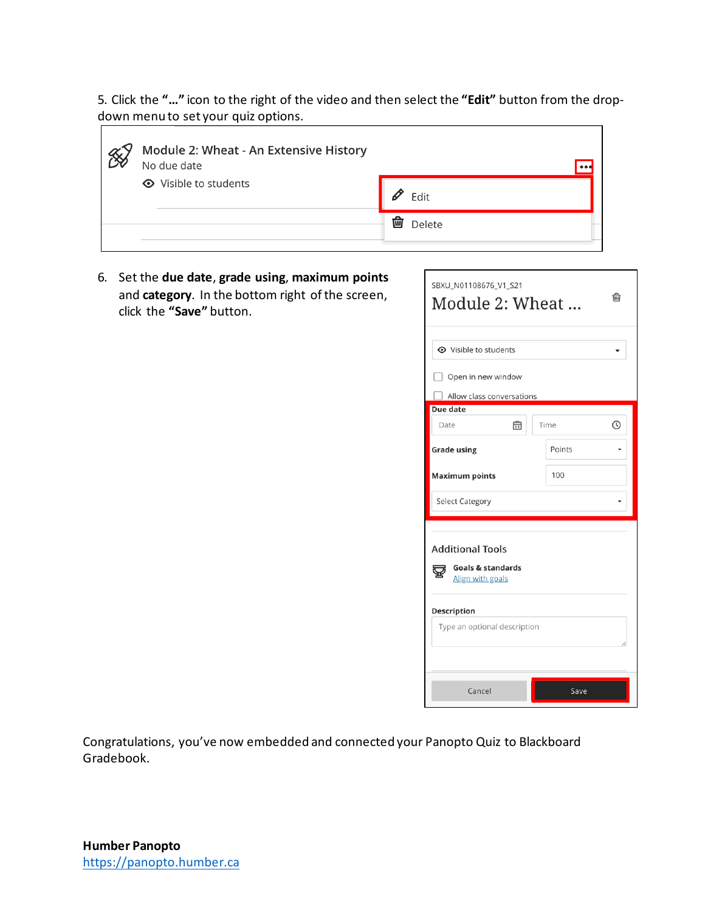5. Click the **"…"** icon to the right of the video and then select the **"Edit"** button from the drop-down menu to set your quiz options.

6. Set the **due date**, **grade using**, **maximum points** and **category**. In the bottom right of the screen, click the **"Save"** button.

Congratulations, you've now embedded and connected your Panopto Quiz to Blackboard Gradebook.

**Humber Panopto**
[https://panopto.humber.ca](https://panopto.humber.ca)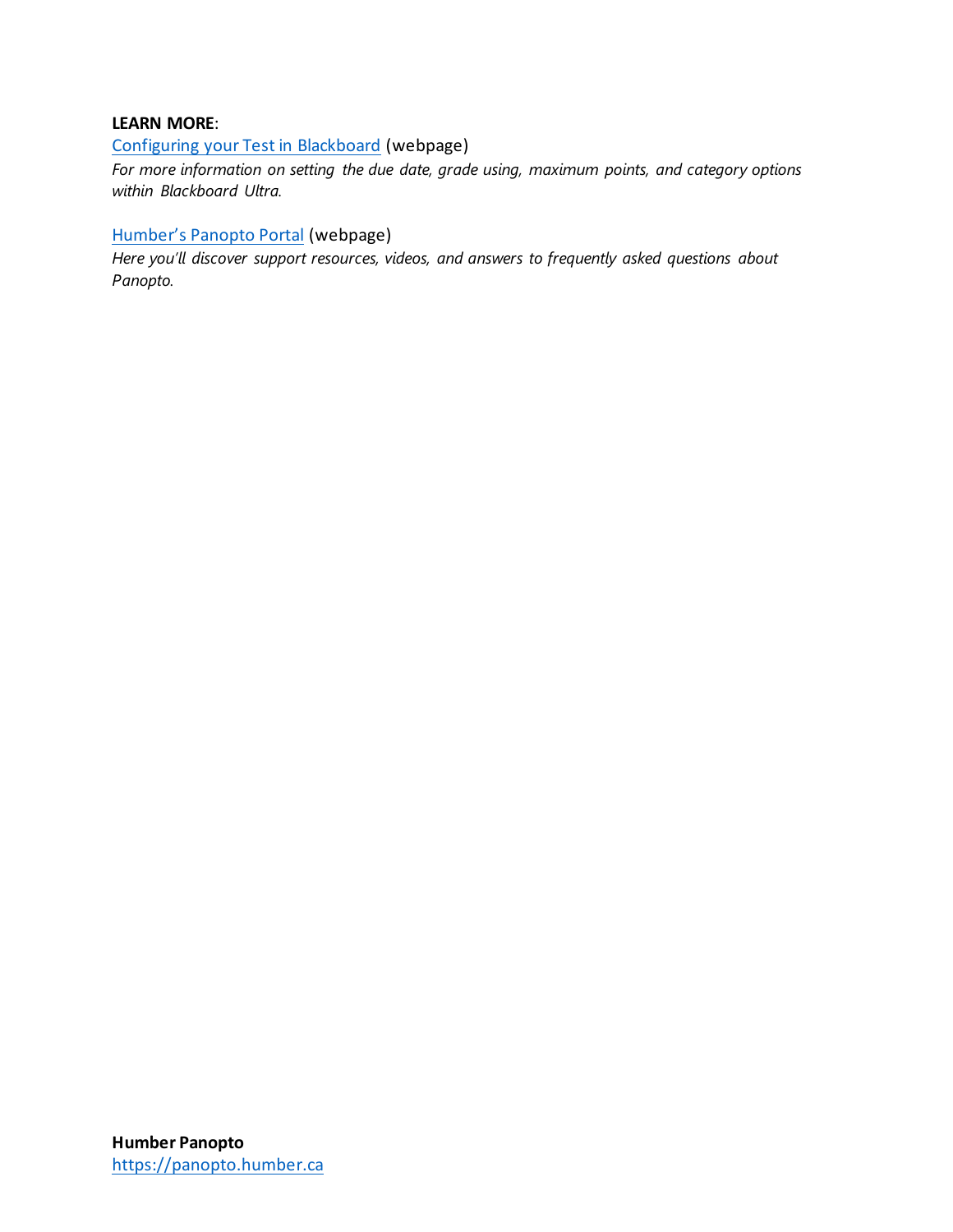**LEARN MORE**:

[Configuring your Test in Blackboard](#) (webpage)

*For more information on setting the due date, grade using, maximum points, and category options within Blackboard Ultra.*

[Humber's Panopto Portal](#) (webpage)

*Here you'll discover support resources, videos, and answers to frequently asked questions about Panopto.*

**Humber Panopto**

https://panopto.humber.ca